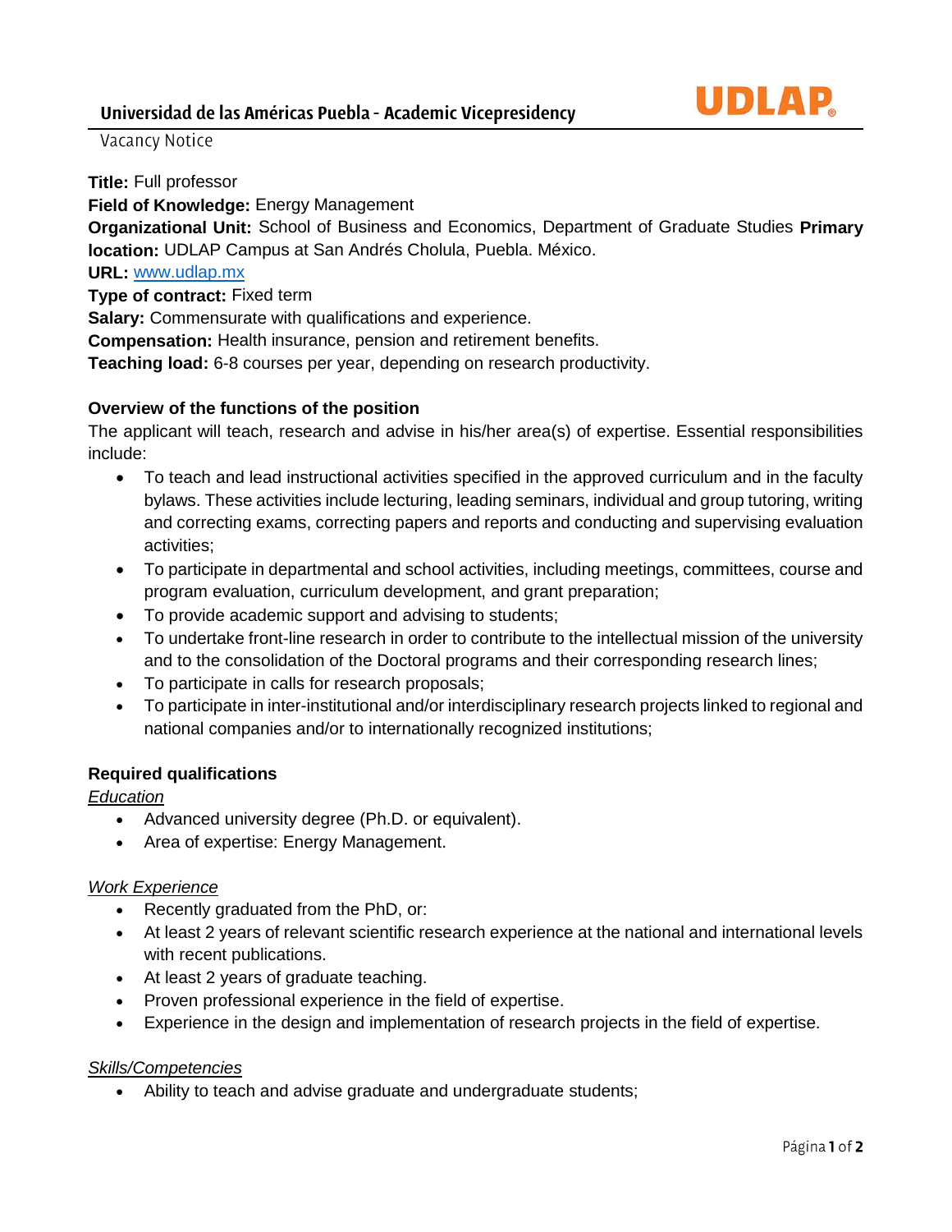# Universidad de las Américas Puebla - Academic Vicepresidency

Vacancy Notice

**Title:** Full professor
**Field of Knowledge:** Energy Management
**Organizational Unit:** School of Business and Economics, Department of Graduate Studies **Primary location:** UDLAP Campus at San Andrés Cholula, Puebla. México.
**URL:** www.udlap.mx
**Type of contract:** Fixed term
**Salary:** Commensurate with qualifications and experience.
**Compensation:** Health insurance, pension and retirement benefits.
**Teaching load:** 6-8 courses per year, depending on research productivity.

**Overview of the functions of the position**

The applicant will teach, research and advise in his/her area(s) of expertise. Essential responsibilities include:

- To teach and lead instructional activities specified in the approved curriculum and in the faculty bylaws. These activities include lecturing, leading seminars, individual and group tutoring, writing and correcting exams, correcting papers and reports and conducting and supervising evaluation activities;
- To participate in departmental and school activities, including meetings, committees, course and program evaluation, curriculum development, and grant preparation;
- To provide academic support and advising to students;
- To undertake front-line research in order to contribute to the intellectual mission of the university and to the consolidation of the Doctoral programs and their corresponding research lines;
- To participate in calls for research proposals;
- To participate in inter-institutional and/or interdisciplinary research projects linked to regional and national companies and/or to internationally recognized institutions;

**Required qualifications**

*Education*

- Advanced university degree (Ph.D. or equivalent).
- Area of expertise: Energy Management.

*Work Experience*

- Recently graduated from the PhD, or:
- At least 2 years of relevant scientific research experience at the national and international levels with recent publications.
- At least 2 years of graduate teaching.
- Proven professional experience in the field of expertise.
- Experience in the design and implementation of research projects in the field of expertise.

*Skills/Competencies*

- Ability to teach and advise graduate and undergraduate students;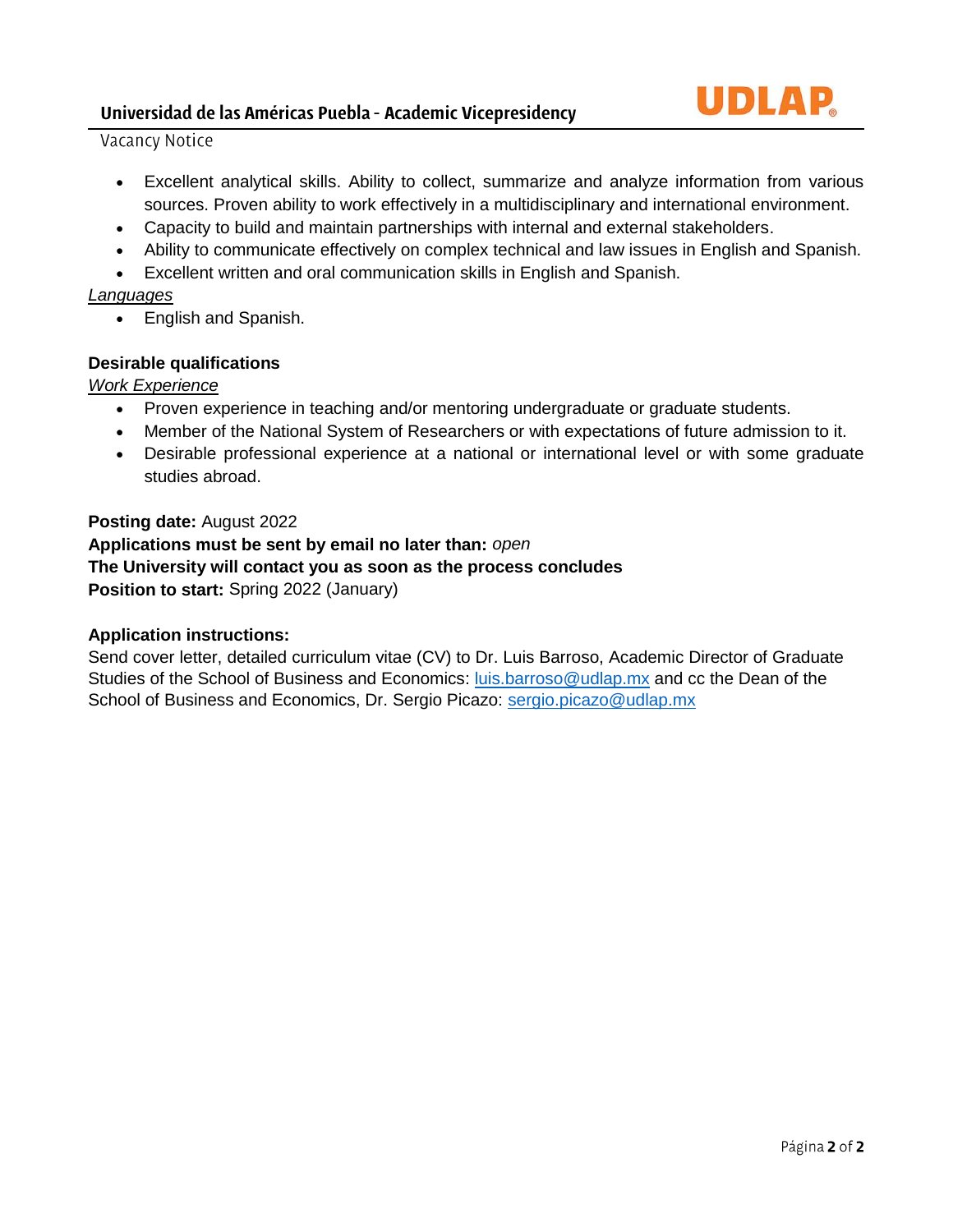- Excellent analytical skills. Ability to collect, summarize and analyze information from various sources. Proven ability to work effectively in a multidisciplinary and international environment.
- Capacity to build and maintain partnerships with internal and external stakeholders.
- Ability to communicate effectively on complex technical and law issues in English and Spanish.
- Excellent written and oral communication skills in English and Spanish.

*Languages*

- English and Spanish.

**Desirable qualifications**

*Work Experience*

- Proven experience in teaching and/or mentoring undergraduate or graduate students.
- Member of the National System of Researchers or with expectations of future admission to it.
- Desirable professional experience at a national or international level or with some graduate studies abroad.

**Posting date:** August 2022
**Applications must be sent by email no later than:** *open*
**The University will contact you as soon as the process concludes**
**Position to start:** Spring 2022 (January)

**Application instructions:**

Send cover letter, detailed curriculum vitae (CV) to Dr. Luis Barroso, Academic Director of Graduate Studies of the School of Business and Economics: luis.barroso@udlap.mx and cc the Dean of the School of Business and Economics, Dr. Sergio Picazo: sergio.picazo@udlap.mx